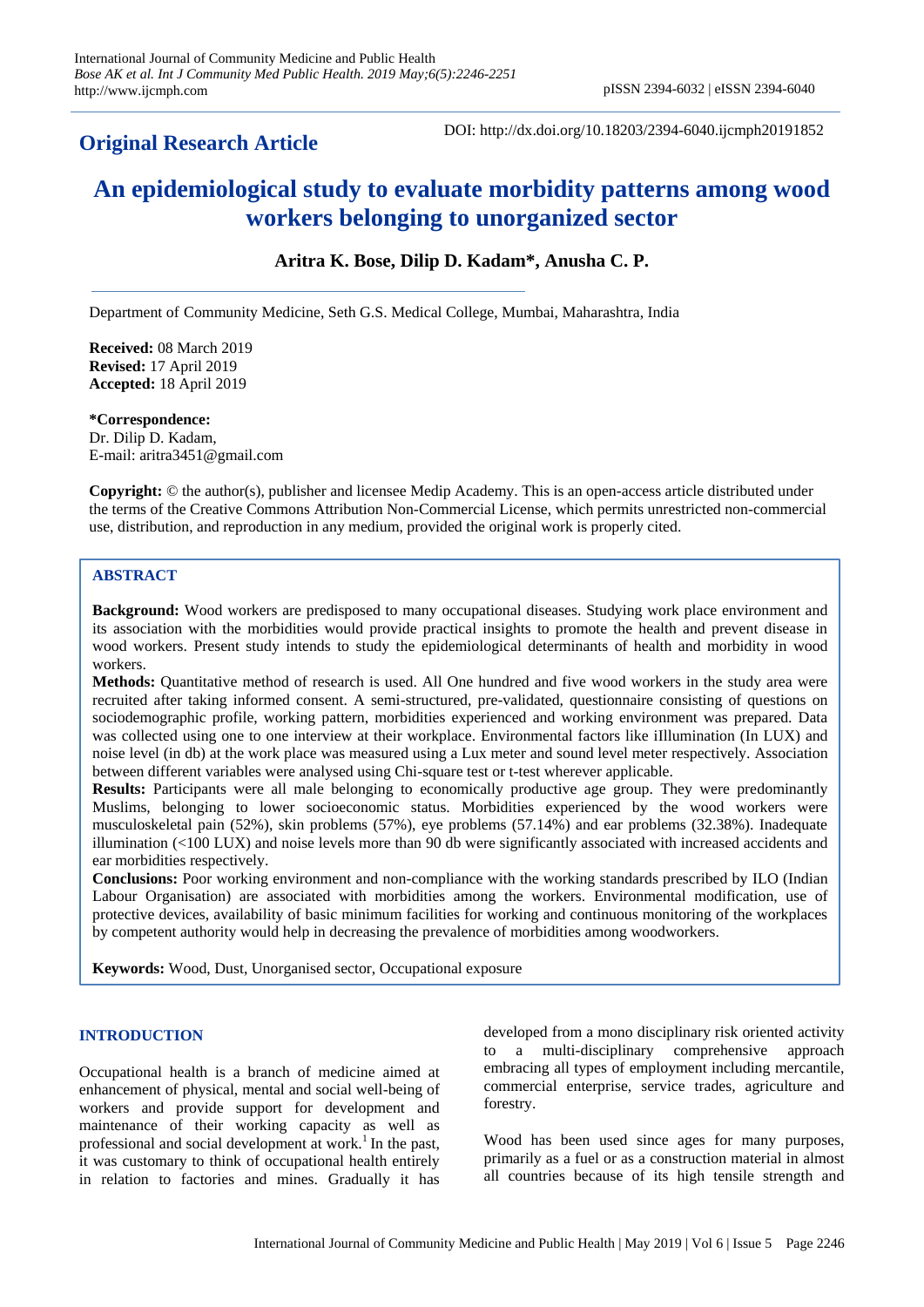## Original Research Article

DOI: http://dx.doi.org/10.18203/2394-6040.ijcmph20191852

# An epidemiological study to evaluate morbidity patterns among wood workers belonging to unorganized sector

**Aritra K. Bose, Dilip D. Kadam\*, Anusha C. P.**

Department of Community Medicine, Seth G.S. Medical College, Mumbai, Maharashtra, India

**Received:** 08 March 2019
**Revised:** 17 April 2019
**Accepted:** 18 April 2019

**\*Correspondence:**
Dr. Dilip D. Kadam,
E-mail: aritra3451@gmail.com

**Copyright:** © the author(s), publisher and licensee Medip Academy. This is an open-access article distributed under the terms of the Creative Commons Attribution Non-Commercial License, which permits unrestricted non-commercial use, distribution, and reproduction in any medium, provided the original work is properly cited.

## ABSTRACT

**Background:** Wood workers are predisposed to many occupational diseases. Studying work place environment and its association with the morbidities would provide practical insights to promote the health and prevent disease in wood workers. Present study intends to study the epidemiological determinants of health and morbidity in wood workers.

**Methods:** Quantitative method of research is used. All One hundred and five wood workers in the study area were recruited after taking informed consent. A semi-structured, pre-validated, questionnaire consisting of questions on sociodemographic profile, working pattern, morbidities experienced and working environment was prepared. Data was collected using one to one interview at their workplace. Environmental factors like iIllumination (In LUX) and noise level (in db) at the work place was measured using a Lux meter and sound level meter respectively. Association between different variables were analysed using Chi-square test or t-test wherever applicable.

**Results:** Participants were all male belonging to economically productive age group. They were predominantly Muslims, belonging to lower socioeconomic status. Morbidities experienced by the wood workers were musculoskeletal pain (52%), skin problems (57%), eye problems (57.14%) and ear problems (32.38%). Inadequate illumination (<100 LUX) and noise levels more than 90 db were significantly associated with increased accidents and ear morbidities respectively.

**Conclusions:** Poor working environment and non-compliance with the working standards prescribed by ILO (Indian Labour Organisation) are associated with morbidities among the workers. Environmental modification, use of protective devices, availability of basic minimum facilities for working and continuous monitoring of the workplaces by competent authority would help in decreasing the prevalence of morbidities among woodworkers.

**Keywords:** Wood, Dust, Unorganised sector, Occupational exposure

## INTRODUCTION

Occupational health is a branch of medicine aimed at enhancement of physical, mental and social well-being of workers and provide support for development and maintenance of their working capacity as well as professional and social development at work.[1] In the past, it was customary to think of occupational health entirely in relation to factories and mines. Gradually it has developed from a mono disciplinary risk oriented activity to a multi-disciplinary comprehensive approach embracing all types of employment including mercantile, commercial enterprise, service trades, agriculture and forestry.

Wood has been used since ages for many purposes, primarily as a fuel or as a construction material in almost all countries because of its high tensile strength and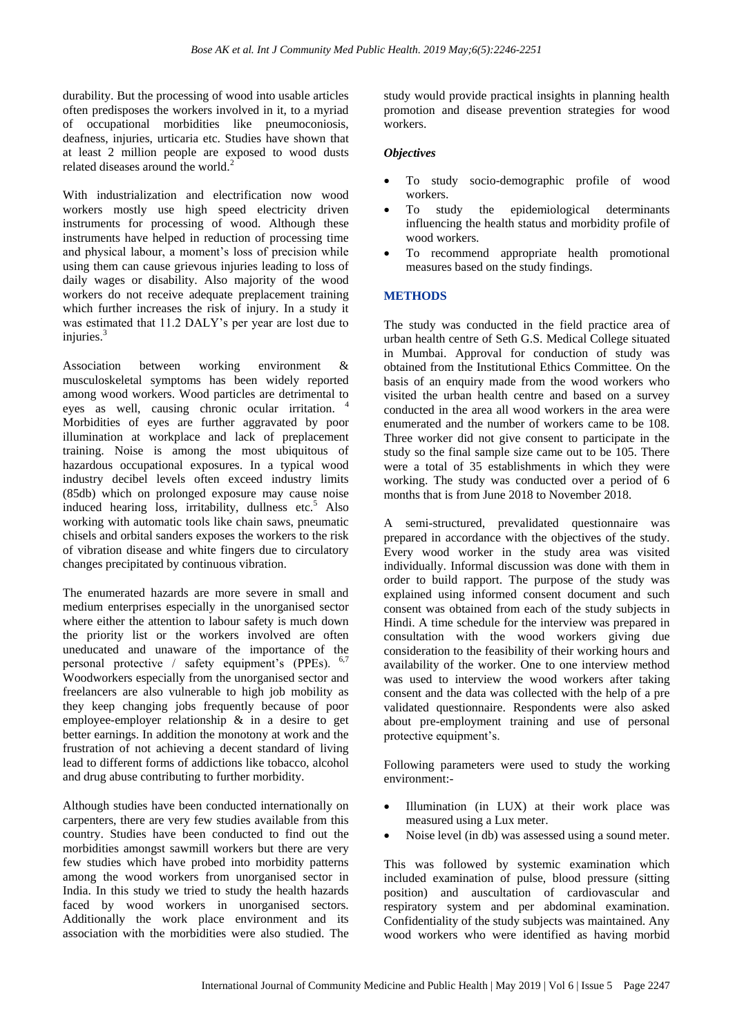durability. But the processing of wood into usable articles often predisposes the workers involved in it, to a myriad of occupational morbidities like pneumoconiosis, deafness, injuries, urticaria etc. Studies have shown that at least 2 million people are exposed to wood dusts related diseases around the world.[2]

With industrialization and electrification now wood workers mostly use high speed electricity driven instruments for processing of wood. Although these instruments have helped in reduction of processing time and physical labour, a moment's loss of precision while using them can cause grievous injuries leading to loss of daily wages or disability. Also majority of the wood workers do not receive adequate preplacement training which further increases the risk of injury. In a study it was estimated that 11.2 DALY's per year are lost due to injuries.[3]

Association between working environment & musculoskeletal symptoms has been widely reported among wood workers. Wood particles are detrimental to eyes as well, causing chronic ocular irritation.[4] Morbidities of eyes are further aggravated by poor illumination at workplace and lack of preplacement training. Noise is among the most ubiquitous of hazardous occupational exposures. In a typical wood industry decibel levels often exceed industry limits (85db) which on prolonged exposure may cause noise induced hearing loss, irritability, dullness etc.[5] Also working with automatic tools like chain saws, pneumatic chisels and orbital sanders exposes the workers to the risk of vibration disease and white fingers due to circulatory changes precipitated by continuous vibration.

The enumerated hazards are more severe in small and medium enterprises especially in the unorganised sector where either the attention to labour safety is much down the priority list or the workers involved are often uneducated and unaware of the importance of the personal protective / safety equipment's (PPEs).[6,7] Woodworkers especially from the unorganised sector and freelancers are also vulnerable to high job mobility as they keep changing jobs frequently because of poor employee-employer relationship & in a desire to get better earnings. In addition the monotony at work and the frustration of not achieving a decent standard of living lead to different forms of addictions like tobacco, alcohol and drug abuse contributing to further morbidity.

Although studies have been conducted internationally on carpenters, there are very few studies available from this country. Studies have been conducted to find out the morbidities amongst sawmill workers but there are very few studies which have probed into morbidity patterns among the wood workers from unorganised sector in India. In this study we tried to study the health hazards faced by wood workers in unorganised sectors. Additionally the work place environment and its association with the morbidities were also studied. The study would provide practical insights in planning health promotion and disease prevention strategies for wood workers.

### *Objectives*

- To study socio-demographic profile of wood workers.
- To study the epidemiological determinants influencing the health status and morbidity profile of wood workers.
- To recommend appropriate health promotional measures based on the study findings.

## METHODS

The study was conducted in the field practice area of urban health centre of Seth G.S. Medical College situated in Mumbai. Approval for conduction of study was obtained from the Institutional Ethics Committee. On the basis of an enquiry made from the wood workers who visited the urban health centre and based on a survey conducted in the area all wood workers in the area were enumerated and the number of workers came to be 108. Three worker did not give consent to participate in the study so the final sample size came out to be 105. There were a total of 35 establishments in which they were working. The study was conducted over a period of 6 months that is from June 2018 to November 2018.

A semi-structured, prevalidated questionnaire was prepared in accordance with the objectives of the study. Every wood worker in the study area was visited individually. Informal discussion was done with them in order to build rapport. The purpose of the study was explained using informed consent document and such consent was obtained from each of the study subjects in Hindi. A time schedule for the interview was prepared in consultation with the wood workers giving due consideration to the feasibility of their working hours and availability of the worker. One to one interview method was used to interview the wood workers after taking consent and the data was collected with the help of a pre validated questionnaire. Respondents were also asked about pre-employment training and use of personal protective equipment's.

Following parameters were used to study the working environment:-

- Illumination (in LUX) at their work place was measured using a Lux meter.
- Noise level (in db) was assessed using a sound meter.

This was followed by systemic examination which included examination of pulse, blood pressure (sitting position) and auscultation of cardiovascular and respiratory system and per abdominal examination. Confidentiality of the study subjects was maintained. Any wood workers who were identified as having morbid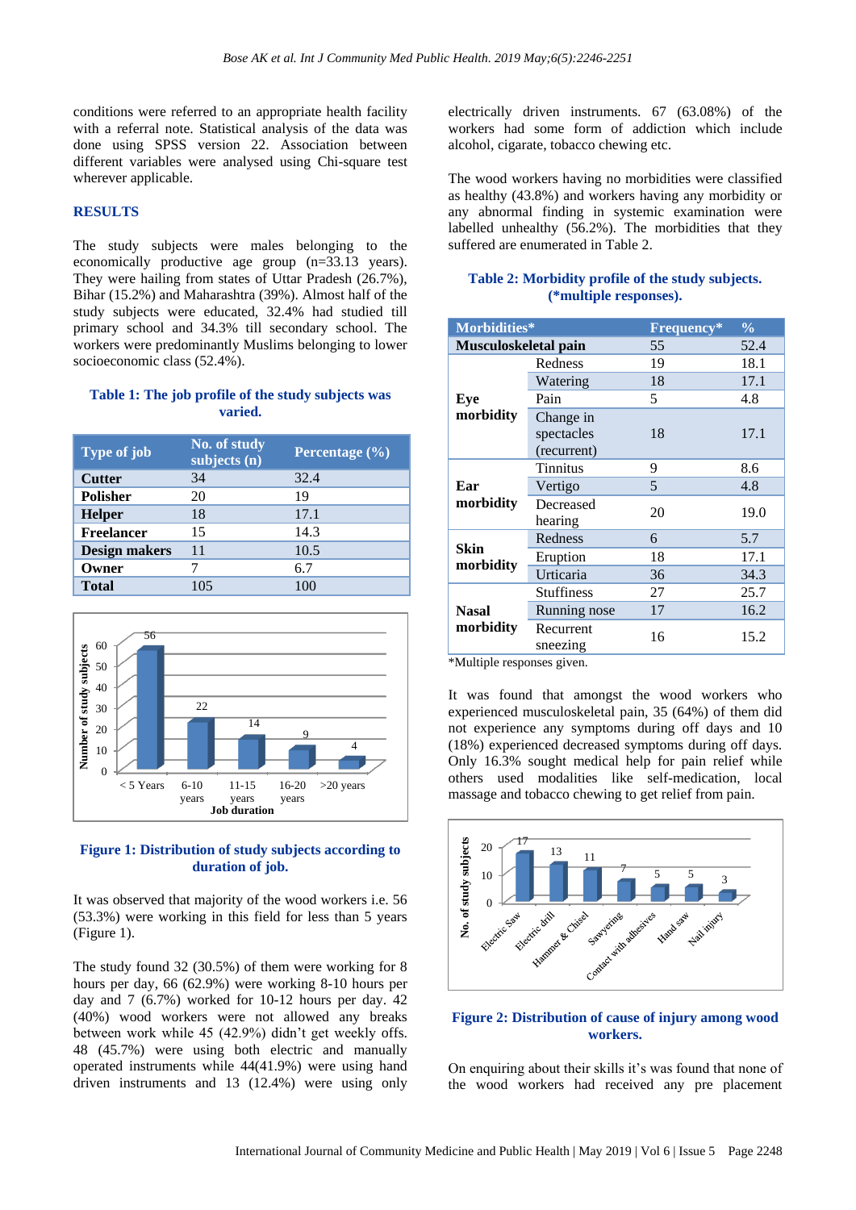conditions were referred to an appropriate health facility with a referral note. Statistical analysis of the data was done using SPSS version 22. Association between different variables were analysed using Chi-square test wherever applicable.

## RESULTS

The study subjects were males belonging to the economically productive age group (n=33.13 years). They were hailing from states of Uttar Pradesh (26.7%), Bihar (15.2%) and Maharashtra (39%). Almost half of the study subjects were educated, 32.4% had studied till primary school and 34.3% till secondary school. The workers were predominantly Muslims belonging to lower socioeconomic class (52.4%).

**Table 1: The job profile of the study subjects was varied.**

| Type of job | No. of study subjects (n) | Percentage (%) |
|---|---|---|
| **Cutter** | 34 | 32.4 |
| **Polisher** | 20 | 19 |
| **Helper** | 18 | 17.1 |
| **Freelancer** | 15 | 14.3 |
| **Design makers** | 11 | 10.5 |
| **Owner** | 7 | 6.7 |
| **Total** | 105 | 100 |

Number of study subjects
0
10
20
30
40
50
60
56
22
14
9
4
< 5 Years
6-10 years
11-15 years
16-20 years
>20 years
Job duration

**Figure 1: Distribution of study subjects according to duration of job.**

It was observed that majority of the wood workers i.e. 56 (53.3%) were working in this field for less than 5 years (Figure 1).

The study found 32 (30.5%) of them were working for 8 hours per day, 66 (62.9%) were working 8-10 hours per day and 7 (6.7%) worked for 10-12 hours per day. 42 (40%) wood workers were not allowed any breaks between work while 45 (42.9%) didn't get weekly offs. 48 (45.7%) were using both electric and manually operated instruments while 44(41.9%) were using hand driven instruments and 13 (12.4%) were using only electrically driven instruments. 67 (63.08%) of the workers had some form of addiction which include alcohol, cigarate, tobacco chewing etc.

The wood workers having no morbidities were classified as healthy (43.8%) and workers having any morbidity or any abnormal finding in systemic examination were labelled unhealthy (56.2%). The morbidities that they suffered are enumerated in Table 2.

**Table 2: Morbidity profile of the study subjects. (*multiple responses).**

| Morbidities* | | Frequency* | % |
|---|---|---|---|
| **Musculoskeletal pain** | | 55 | 52.4 |
| **Eye morbidity** | Redness | 19 | 18.1 |
| | Watering | 18 | 17.1 |
| | Pain | 5 | 4.8 |
| | Change in spectacles (recurrent) | 18 | 17.1 |
| **Ear morbidity** | Tinnitus | 9 | 8.6 |
| | Vertigo | 5 | 4.8 |
| | Decreased hearing | 20 | 19.0 |
| **Skin morbidity** | Redness | 6 | 5.7 |
| | Eruption | 18 | 17.1 |
| | Urticaria | 36 | 34.3 |
| **Nasal morbidity** | Stuffiness | 27 | 25.7 |
| | Running nose | 17 | 16.2 |
| | Recurrent sneezing | 16 | 15.2 |

*Multiple responses given.

It was found that amongst the wood workers who experienced musculoskeletal pain, 35 (64%) of them did not experience any symptoms during off days and 10 (18%) experienced decreased symptoms during off days. Only 16.3% sought medical help for pain relief while others used modalities like self-medication, local massage and tobacco chewing to get relief from pain.

No. of study subjects
0
10
20
17
13
11
7
5
5
3
Electric Saw
Electric drill
Hammer & Chisel
Sawyering
Contact with adhesives
Hand saw
Nail injury

**Figure 2: Distribution of cause of injury among wood workers.**

On enquiring about their skills it's was found that none of the wood workers had received any pre placement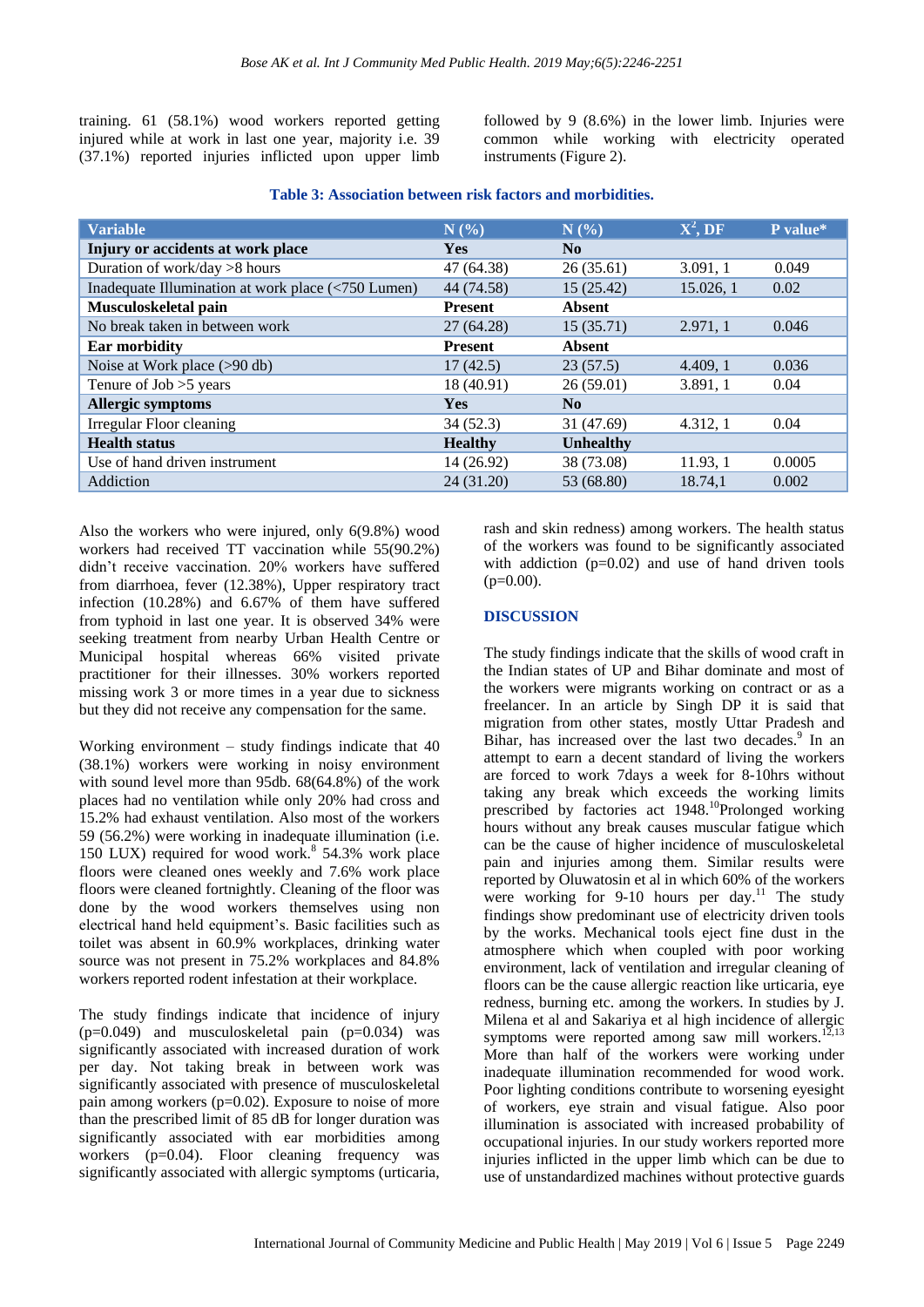training. 61 (58.1%) wood workers reported getting injured while at work in last one year, majority i.e. 39 (37.1%) reported injuries inflicted upon upper limb followed by 9 (8.6%) in the lower limb. Injuries were common while working with electricity operated instruments (Figure 2).

**Table 3: Association between risk factors and morbidities.**

| Variable | N (%) | N (%) | $X^2$, DF | P value* |
|---|---|---|---|---|
| **Injury or accidents at work place** | **Yes** | **No** | | |
| Duration of work/day >8 hours | 47 (64.38) | 26 (35.61) | 3.091, 1 | 0.049 |
| Inadequate Illumination at work place (<750 Lumen) | 44 (74.58) | 15 (25.42) | 15.026, 1 | 0.02 |
| **Musculoskeletal pain** | **Present** | **Absent** | | |
| No break taken in between work | 27 (64.28) | 15 (35.71) | 2.971, 1 | 0.046 |
| **Ear morbidity** | **Present** | **Absent** | | |
| Noise at Work place (>90 db) | 17 (42.5) | 23 (57.5) | 4.409, 1 | 0.036 |
| Tenure of Job >5 years | 18 (40.91) | 26 (59.01) | 3.891, 1 | 0.04 |
| **Allergic symptoms** | **Yes** | **No** | | |
| Irregular Floor cleaning | 34 (52.3) | 31 (47.69) | 4.312, 1 | 0.04 |
| **Health status** | **Healthy** | **Unhealthy** | | |
| Use of hand driven instrument | 14 (26.92) | 38 (73.08) | 11.93, 1 | 0.0005 |
| Addiction | 24 (31.20) | 53 (68.80) | 18.74,1 | 0.002 |

Also the workers who were injured, only 6(9.8%) wood workers had received TT vaccination while 55(90.2%) didn't receive vaccination. 20% workers have suffered from diarrhoea, fever (12.38%), Upper respiratory tract infection (10.28%) and 6.67% of them have suffered from typhoid in last one year. It is observed 34% were seeking treatment from nearby Urban Health Centre or Municipal hospital whereas 66% visited private practitioner for their illnesses. 30% workers reported missing work 3 or more times in a year due to sickness but they did not receive any compensation for the same.

Working environment – study findings indicate that 40 (38.1%) workers were working in noisy environment with sound level more than 95db. 68(64.8%) of the work places had no ventilation while only 20% had cross and 15.2% had exhaust ventilation. Also most of the workers 59 (56.2%) were working in inadequate illumination (i.e. 150 LUX) required for wood work.[8] 54.3% work place floors were cleaned ones weekly and 7.6% work place floors were cleaned fortnightly. Cleaning of the floor was done by the wood workers themselves using non electrical hand held equipment's. Basic facilities such as toilet was absent in 60.9% workplaces, drinking water source was not present in 75.2% workplaces and 84.8% workers reported rodent infestation at their workplace.

The study findings indicate that incidence of injury (p=0.049) and musculoskeletal pain (p=0.034) was significantly associated with increased duration of work per day. Not taking break in between work was significantly associated with presence of musculoskeletal pain among workers (p=0.02). Exposure to noise of more than the prescribed limit of 85 dB for longer duration was significantly associated with ear morbidities among workers (p=0.04). Floor cleaning frequency was significantly associated with allergic symptoms (urticaria, rash and skin redness) among workers. The health status of the workers was found to be significantly associated with addiction (p=0.02) and use of hand driven tools (p=0.00).

## DISCUSSION

The study findings indicate that the skills of wood craft in the Indian states of UP and Bihar dominate and most of the workers were migrants working on contract or as a freelancer. In an article by Singh DP it is said that migration from other states, mostly Uttar Pradesh and Bihar, has increased over the last two decades.[9] In an attempt to earn a decent standard of living the workers are forced to work 7days a week for 8-10hrs without taking any break which exceeds the working limits prescribed by factories act 1948.[10] Prolonged working hours without any break causes muscular fatigue which can be the cause of higher incidence of musculoskeletal pain and injuries among them. Similar results were reported by Oluwatosin et al in which 60% of the workers were working for 9-10 hours per day.[11] The study findings show predominant use of electricity driven tools by the works. Mechanical tools eject fine dust in the atmosphere which when coupled with poor working environment, lack of ventilation and irregular cleaning of floors can be the cause allergic reaction like urticaria, eye redness, burning etc. among the workers. In studies by J. Milena et al and Sakariya et al high incidence of allergic symptoms were reported among saw mill workers.[12,13] More than half of the workers were working under inadequate illumination recommended for wood work. Poor lighting conditions contribute to worsening eyesight of workers, eye strain and visual fatigue. Also poor illumination is associated with increased probability of occupational injuries. In our study workers reported more injuries inflicted in the upper limb which can be due to use of unstandardized machines without protective guards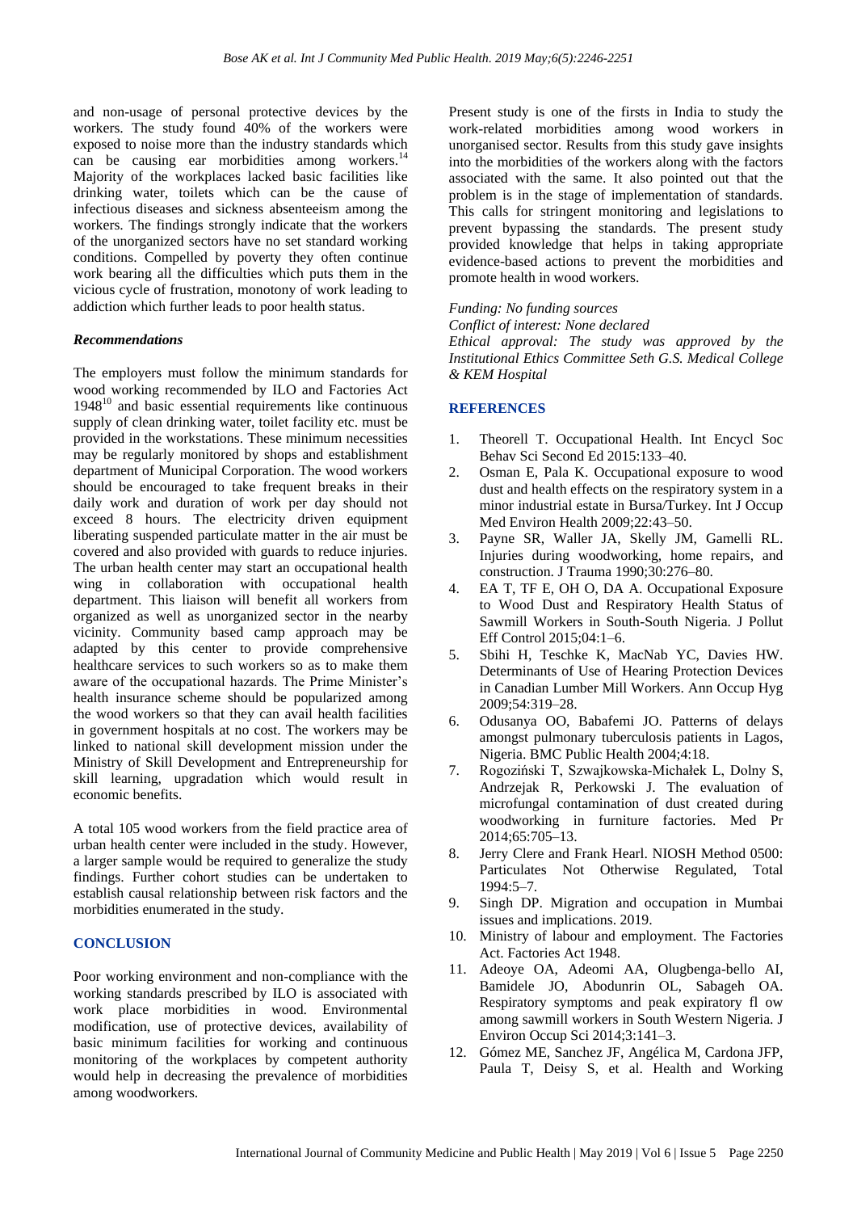and non-usage of personal protective devices by the workers. The study found 40% of the workers were exposed to noise more than the industry standards which can be causing ear morbidities among workers.[14] Majority of the workplaces lacked basic facilities like drinking water, toilets which can be the cause of infectious diseases and sickness absenteeism among the workers. The findings strongly indicate that the workers of the unorganized sectors have no set standard working conditions. Compelled by poverty they often continue work bearing all the difficulties which puts them in the vicious cycle of frustration, monotony of work leading to addiction which further leads to poor health status.

### *Recommendations*

The employers must follow the minimum standards for wood working recommended by ILO and Factories Act 1948[10] and basic essential requirements like continuous supply of clean drinking water, toilet facility etc. must be provided in the workstations. These minimum necessities may be regularly monitored by shops and establishment department of Municipal Corporation. The wood workers should be encouraged to take frequent breaks in their daily work and duration of work per day should not exceed 8 hours. The electricity driven equipment liberating suspended particulate matter in the air must be covered and also provided with guards to reduce injuries. The urban health center may start an occupational health wing in collaboration with occupational health department. This liaison will benefit all workers from organized as well as unorganized sector in the nearby vicinity. Community based camp approach may be adapted by this center to provide comprehensive healthcare services to such workers so as to make them aware of the occupational hazards. The Prime Minister's health insurance scheme should be popularized among the wood workers so that they can avail health facilities in government hospitals at no cost. The workers may be linked to national skill development mission under the Ministry of Skill Development and Entrepreneurship for skill learning, upgradation which would result in economic benefits.

A total 105 wood workers from the field practice area of urban health center were included in the study. However, a larger sample would be required to generalize the study findings. Further cohort studies can be undertaken to establish causal relationship between risk factors and the morbidities enumerated in the study.

## CONCLUSION

Poor working environment and non-compliance with the working standards prescribed by ILO is associated with work place morbidities in wood. Environmental modification, use of protective devices, availability of basic minimum facilities for working and continuous monitoring of the workplaces by competent authority would help in decreasing the prevalence of morbidities among woodworkers.

Present study is one of the firsts in India to study the work-related morbidities among wood workers in unorganised sector. Results from this study gave insights into the morbidities of the workers along with the factors associated with the same. It also pointed out that the problem is in the stage of implementation of standards. This calls for stringent monitoring and legislations to prevent bypassing the standards. The present study provided knowledge that helps in taking appropriate evidence-based actions to prevent the morbidities and promote health in wood workers.

*Funding: No funding sources*
*Conflict of interest: None declared*
*Ethical approval: The study was approved by the Institutional Ethics Committee Seth G.S. Medical College & KEM Hospital*

## REFERENCES

1. Theorell T. Occupational Health. Int Encycl Soc Behav Sci Second Ed 2015:133–40.
2. Osman E, Pala K. Occupational exposure to wood dust and health effects on the respiratory system in a minor industrial estate in Bursa/Turkey. Int J Occup Med Environ Health 2009;22:43–50.
3. Payne SR, Waller JA, Skelly JM, Gamelli RL. Injuries during woodworking, home repairs, and construction. J Trauma 1990;30:276–80.
4. EA T, TF E, OH O, DA A. Occupational Exposure to Wood Dust and Respiratory Health Status of Sawmill Workers in South-South Nigeria. J Pollut Eff Control 2015;04:1–6.
5. Sbihi H, Teschke K, MacNab YC, Davies HW. Determinants of Use of Hearing Protection Devices in Canadian Lumber Mill Workers. Ann Occup Hyg 2009;54:319–28.
6. Odusanya OO, Babafemi JO. Patterns of delays amongst pulmonary tuberculosis patients in Lagos, Nigeria. BMC Public Health 2004;4:18.
7. Rogoziński T, Szwajkowska-Michałek L, Dolny S, Andrzejak R, Perkowski J. The evaluation of microfungal contamination of dust created during woodworking in furniture factories. Med Pr 2014;65:705–13.
8. Jerry Clere and Frank Hearl. NIOSH Method 0500: Particulates Not Otherwise Regulated, Total 1994:5–7.
9. Singh DP. Migration and occupation in Mumbai issues and implications. 2019.
10. Ministry of labour and employment. The Factories Act. Factories Act 1948.
11. Adeoye OA, Adeomi AA, Olugbenga-bello AI, Bamidele JO, Abodunrin OL, Sabageh OA. Respiratory symptoms and peak expiratory fl ow among sawmill workers in South Western Nigeria. J Environ Occup Sci 2014;3:141–3.
12. Gómez ME, Sanchez JF, Angélica M, Cardona JFP, Paula T, Deisy S, et al. Health and Working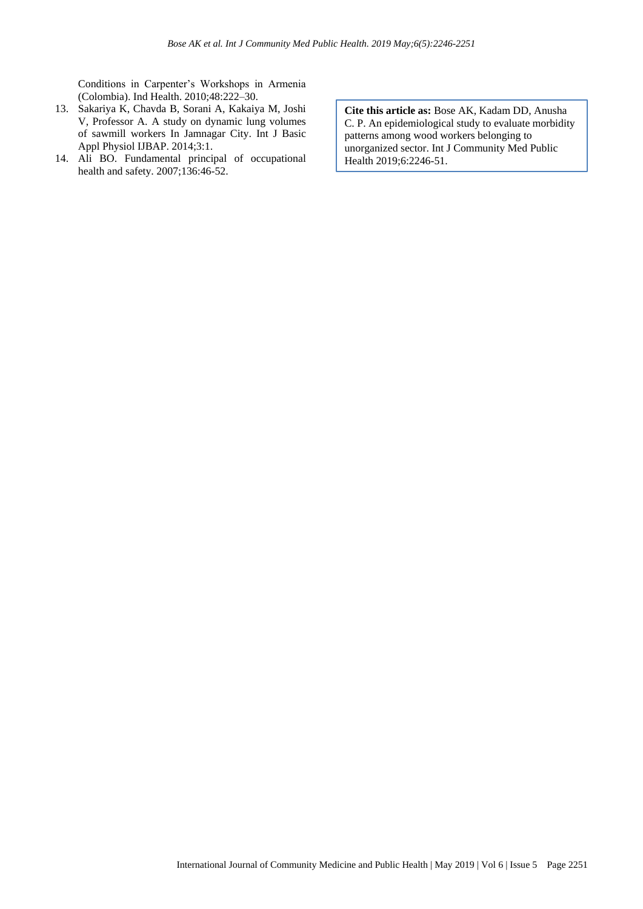Conditions in Carpenter's Workshops in Armenia (Colombia). Ind Health. 2010;48:222–30.

13. Sakariya K, Chavda B, Sorani A, Kakaiya M, Joshi V, Professor A. A study on dynamic lung volumes of sawmill workers In Jamnagar City. Int J Basic Appl Physiol IJBAP. 2014;3:1.
14. Ali BO. Fundamental principal of occupational health and safety. 2007;136:46-52.

**Cite this article as:** Bose AK, Kadam DD, Anusha C. P. An epidemiological study to evaluate morbidity patterns among wood workers belonging to unorganized sector. Int J Community Med Public Health 2019;6:2246-51.